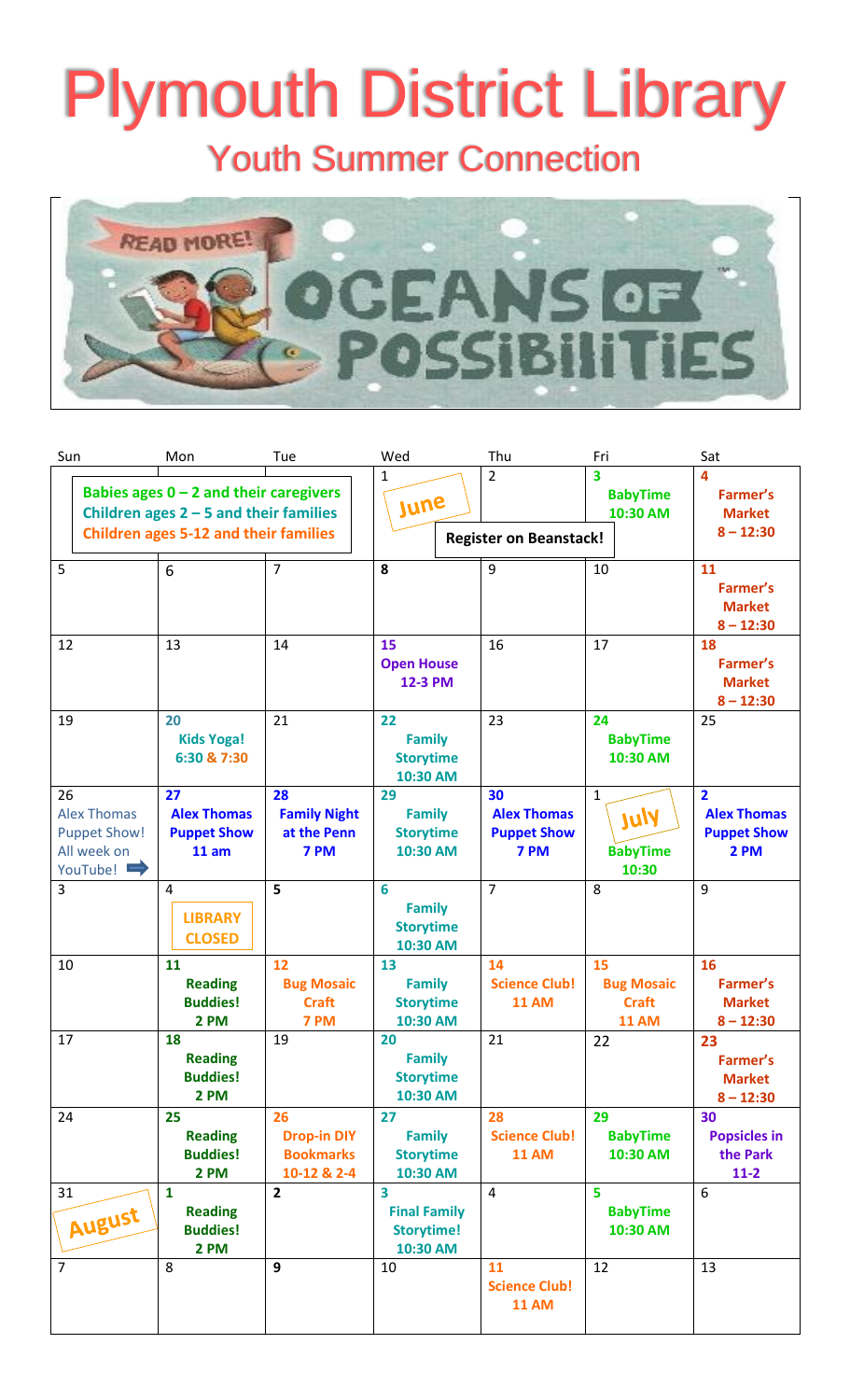# Plymouth District Library

## Youth Summer Connection

READ MORE!

OCEANS OF POSSIBILITIES

| Sun | Mon | Tue | Wed | Thu | Fri | Sat |
|---|---|---|---|---|---|---|
| Babies ages 0 – 2 and their caregivers<br>Children ages 2 – 5 and their families<br>Children ages 5-12 and their families | | | 1<br>June | 2<br>Register on Beanstack! | 3<br>BabyTime<br>10:30 AM | 4<br>Farmer's Market<br>8 – 12:30 |
| 5 | 6 | 7 | 8 | 9 | 10 | 11<br>Farmer's Market<br>8 – 12:30 |
| 12 | 13 | 14 | 15<br>Open House<br>12-3 PM | 16 | 17 | 18<br>Farmer's Market<br>8 – 12:30 |
| 19 | 20<br>Kids Yoga!<br>6:30 & 7:30 | 21 | 22<br>Family Storytime<br>10:30 AM | 23 | 24<br>BabyTime<br>10:30 AM | 25 |
| 26<br>Alex Thomas Puppet Show! All week on YouTube! | 27<br>Alex Thomas Puppet Show<br>11 am | 28<br>Family Night at the Penn<br>7 PM | 29<br>Family Storytime<br>10:30 AM | 30<br>Alex Thomas Puppet Show<br>7 PM | 1<br>July<br>BabyTime<br>10:30 | 2<br>Alex Thomas Puppet Show<br>2 PM |
| 3 | 4<br>LIBRARY CLOSED | 5 | 6<br>Family Storytime<br>10:30 AM | 7 | 8 | 9 |
| 10 | 11<br>Reading Buddies!<br>2 PM | 12<br>Bug Mosaic Craft<br>7 PM | 13<br>Family Storytime<br>10:30 AM | 14<br>Science Club!<br>11 AM | 15<br>Bug Mosaic Craft<br>11 AM | 16<br>Farmer's Market<br>8 – 12:30 |
| 17 | 18<br>Reading Buddies!<br>2 PM | 19 | 20<br>Family Storytime<br>10:30 AM | 21 | 22 | 23<br>Farmer's Market<br>8 – 12:30 |
| 24 | 25<br>Reading Buddies!<br>2 PM | 26<br>Drop-in DIY Bookmarks<br>10-12 & 2-4 | 27<br>Family Storytime<br>10:30 AM | 28<br>Science Club!<br>11 AM | 29<br>BabyTime<br>10:30 AM | 30<br>Popsicles in the Park<br>11-2 |
| 31<br>August | 1<br>Reading Buddies!<br>2 PM | 2 | 3<br>Final Family Storytime!<br>10:30 AM | 4 | 5<br>BabyTime<br>10:30 AM | 6 |
| 7 | 8 | 9 | 10 | 11<br>Science Club!<br>11 AM | 12 | 13 |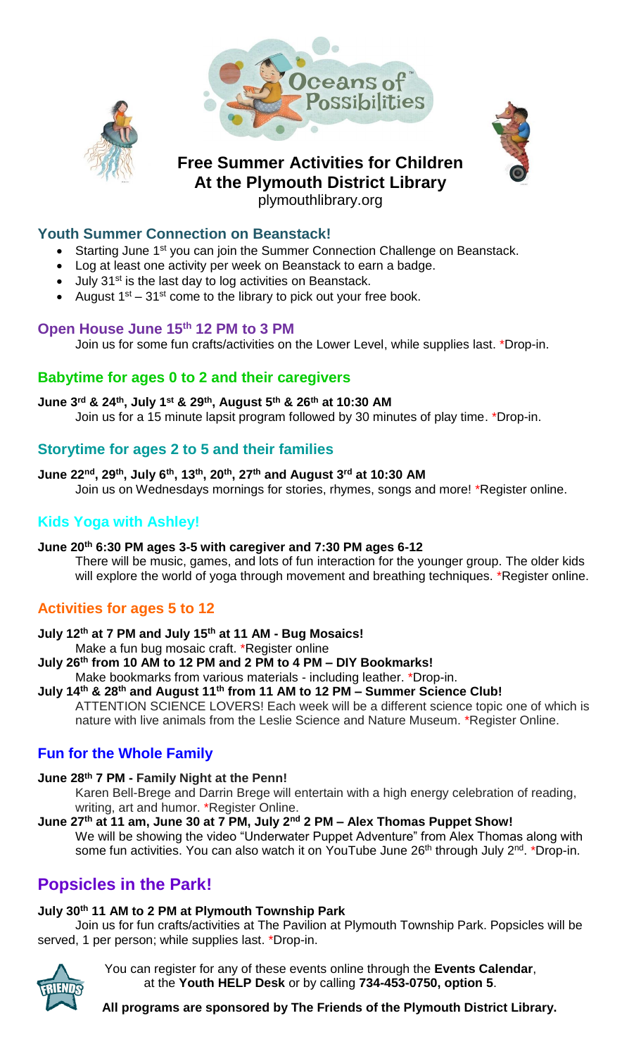# Free Summer Activities for Children At the Plymouth District Library

plymouthlibrary.org

## Youth Summer Connection on Beanstack!

- Starting June 1st you can join the Summer Connection Challenge on Beanstack.
- Log at least one activity per week on Beanstack to earn a badge.
- July 31st is the last day to log activities on Beanstack.
- August 1st – 31st come to the library to pick out your free book.

## Open House June 15th 12 PM to 3 PM

Join us for some fun crafts/activities on the Lower Level, while supplies last. *Drop-in.

## Babytime for ages 0 to 2 and their caregivers

**June 3rd & 24th, July 1st & 29th, August 5th & 26th at 10:30 AM**

Join us for a 15 minute lapsit program followed by 30 minutes of play time. *Drop-in.

## Storytime for ages 2 to 5 and their families

**June 22nd, 29th, July 6th, 13th, 20th, 27th and August 3rd at 10:30 AM**

Join us on Wednesdays mornings for stories, rhymes, songs and more! *Register online.

## Kids Yoga with Ashley!

**June 20th 6:30 PM ages 3-5 with caregiver and 7:30 PM ages 6-12**

There will be music, games, and lots of fun interaction for the younger group. The older kids will explore the world of yoga through movement and breathing techniques. *Register online.

## Activities for ages 5 to 12

**July 12th at 7 PM and July 15th at 11 AM - Bug Mosaics!**

Make a fun bug mosaic craft. *Register online

**July 26th from 10 AM to 12 PM and 2 PM to 4 PM – DIY Bookmarks!**

Make bookmarks from various materials - including leather. *Drop-in.

**July 14th & 28th and August 11th from 11 AM to 12 PM – Summer Science Club!**

ATTENTION SCIENCE LOVERS! Each week will be a different science topic one of which is nature with live animals from the Leslie Science and Nature Museum. *Register Online.

## Fun for the Whole Family

**June 28th 7 PM - Family Night at the Penn!**

Karen Bell-Brege and Darrin Brege will entertain with a high energy celebration of reading, writing, art and humor. *Register Online.

**June 27th at 11 am, June 30 at 7 PM, July 2nd 2 PM – Alex Thomas Puppet Show!**

We will be showing the video "Underwater Puppet Adventure" from Alex Thomas along with some fun activities. You can also watch it on YouTube June 26th through July 2nd. *Drop-in.

## Popsicles in the Park!

**July 30th 11 AM to 2 PM at Plymouth Township Park**

Join us for fun crafts/activities at The Pavilion at Plymouth Township Park. Popsicles will be served, 1 per person; while supplies last. *Drop-in.

You can register for any of these events online through the **Events Calendar**, at the **Youth HELP Desk** or by calling **734-453-0750, option 5**.

**All programs are sponsored by The Friends of the Plymouth District Library.**